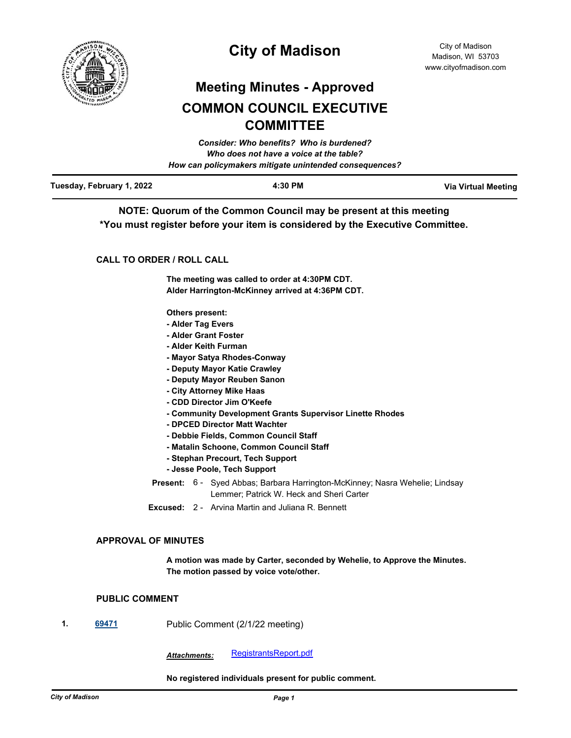# City of Madison

City of Madison
Madison, WI 53703
www.cityofmadison.com

## Meeting Minutes - Approved

## COMMON COUNCIL EXECUTIVE COMMITTEE

*Consider: Who benefits? Who is burdened?*
*Who does not have a voice at the table?*
*How can policymakers mitigate unintended consequences?*

**Tuesday, February 1, 2022** | **4:30 PM** | **Via Virtual Meeting**

**NOTE: Quorum of the Common Council may be present at this meeting**
***You must register before your item is considered by the Executive Committee.**

### CALL TO ORDER / ROLL CALL

**The meeting was called to order at 4:30PM CDT.**
**Alder Harrington-McKinney arrived at 4:36PM CDT.**

**Others present:**
- **Alder Tag Evers**
- **Alder Grant Foster**
- **Alder Keith Furman**
- **Mayor Satya Rhodes-Conway**
- **Deputy Mayor Katie Crawley**
- **Deputy Mayor Reuben Sanon**
- **City Attorney Mike Haas**
- **CDD Director Jim O'Keefe**
- **Community Development Grants Supervisor Linette Rhodes**
- **DPCED Director Matt Wachter**
- **Debbie Fields, Common Council Staff**
- **Matalin Schoone, Common Council Staff**
- **Stephan Precourt, Tech Support**
- **Jesse Poole, Tech Support**

**Present:** 6 - Syed Abbas; Barbara Harrington-McKinney; Nasra Wehelie; Lindsay Lemmer; Patrick W. Heck and Sheri Carter

**Excused:** 2 - Arvina Martin and Juliana R. Bennett

### APPROVAL OF MINUTES

**A motion was made by Carter, seconded by Wehelie, to Approve the Minutes. The motion passed by voice vote/other.**

### PUBLIC COMMENT

**1.** 69471 Public Comment (2/1/22 meeting)

*Attachments:* RegistrantsReport.pdf

**No registered individuals present for public comment.**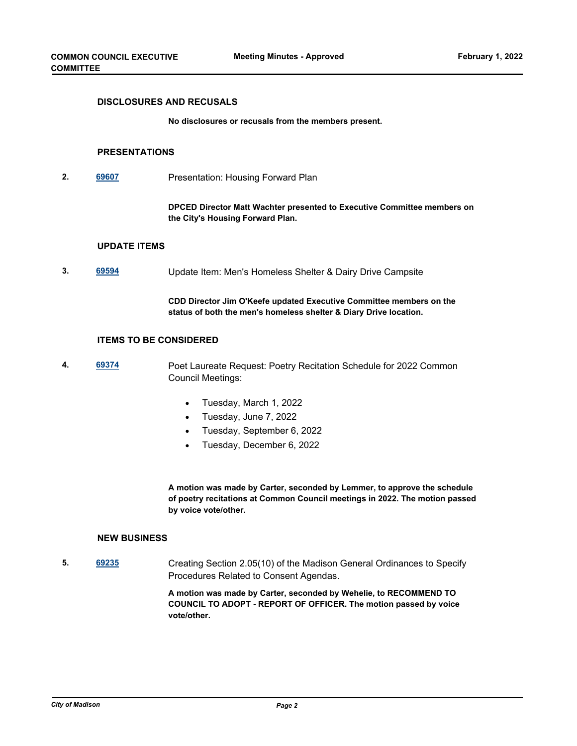### DISCLOSURES AND RECUSALS

**No disclosures or recusals from the members present.**

### PRESENTATIONS

**2.** **69607** Presentation: Housing Forward Plan

**DPCED Director Matt Wachter presented to Executive Committee members on the City's Housing Forward Plan.**

### UPDATE ITEMS

**3.** **69594** Update Item: Men's Homeless Shelter & Dairy Drive Campsite

**CDD Director Jim O'Keefe updated Executive Committee members on the status of both the men's homeless shelter & Diary Drive location.**

### ITEMS TO BE CONSIDERED

**4.** **69374** Poet Laureate Request: Poetry Recitation Schedule for 2022 Common Council Meetings:

- Tuesday, March 1, 2022
- Tuesday, June 7, 2022
- Tuesday, September 6, 2022
- Tuesday, December 6, 2022

**A motion was made by Carter, seconded by Lemmer, to approve the schedule of poetry recitations at Common Council meetings in 2022. The motion passed by voice vote/other.**

### NEW BUSINESS

**5.** **69235** Creating Section 2.05(10) of the Madison General Ordinances to Specify Procedures Related to Consent Agendas.

**A motion was made by Carter, seconded by Wehelie, to RECOMMEND TO COUNCIL TO ADOPT - REPORT OF OFFICER. The motion passed by voice vote/other.**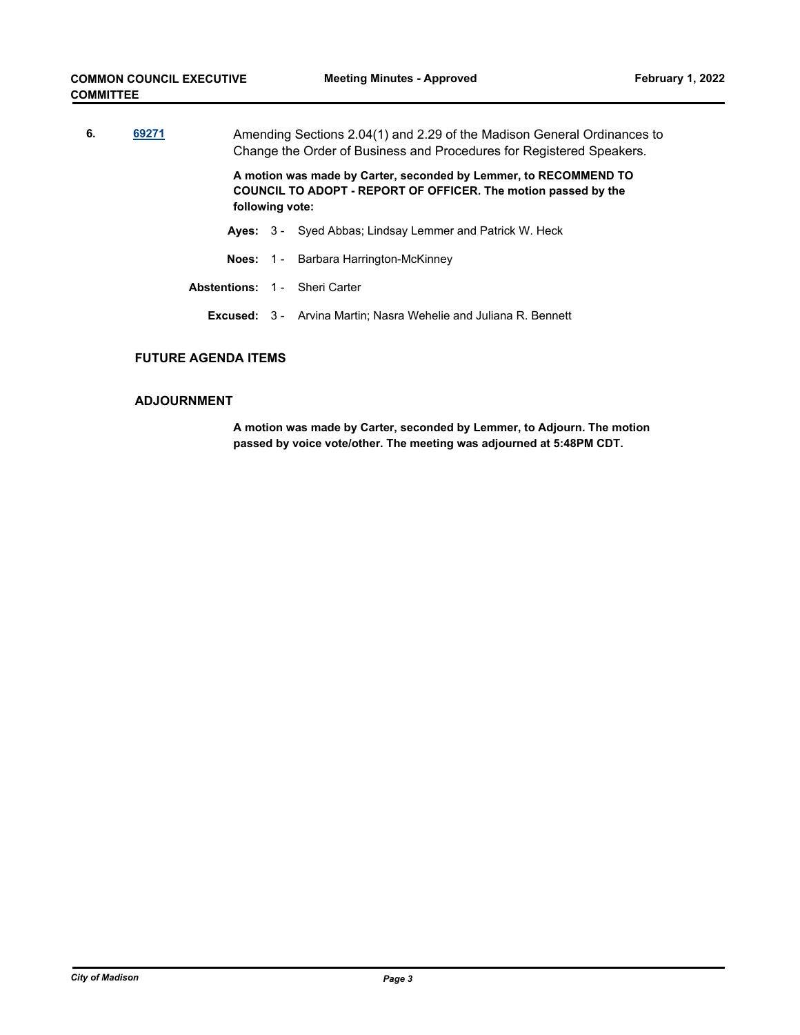**6.** **69271** Amending Sections 2.04(1) and 2.29 of the Madison General Ordinances to Change the Order of Business and Procedures for Registered Speakers.

**A motion was made by Carter, seconded by Lemmer, to RECOMMEND TO COUNCIL TO ADOPT - REPORT OF OFFICER. The motion passed by the following vote:**

**Ayes:** 3 - Syed Abbas; Lindsay Lemmer and Patrick W. Heck

**Noes:** 1 - Barbara Harrington-McKinney

**Abstentions:** 1 - Sheri Carter

**Excused:** 3 - Arvina Martin; Nasra Wehelie and Juliana R. Bennett

## FUTURE AGENDA ITEMS

## ADJOURNMENT

**A motion was made by Carter, seconded by Lemmer, to Adjourn. The motion passed by voice vote/other. The meeting was adjourned at 5:48PM CDT.**